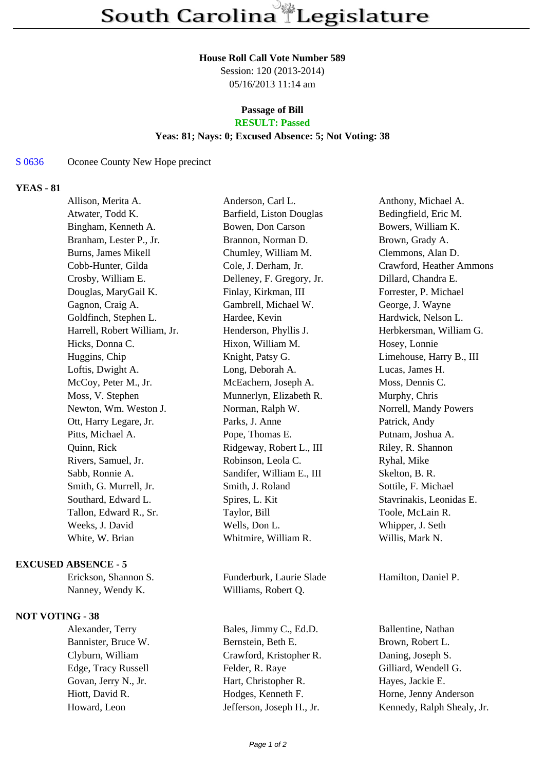# South Carolina Legislature

**House Roll Call Vote Number 589**
Session: 120 (2013-2014)
05/16/2013 11:14 am

**Passage of Bill**
**RESULT: Passed**
**Yeas: 81; Nays: 0; Excused Absence: 5; Not Voting: 38**

S 0636 Oconee County New Hope precinct

**YEAS - 81**

| | | |
|---|---|---|
| Allison, Merita A. | Anderson, Carl L. | Anthony, Michael A. |
| Atwater, Todd K. | Barfield, Liston Douglas | Bedingfield, Eric M. |
| Bingham, Kenneth A. | Bowen, Don Carson | Bowers, William K. |
| Branham, Lester P., Jr. | Brannon, Norman D. | Brown, Grady A. |
| Burns, James Mikell | Chumley, William M. | Clemmons, Alan D. |
| Cobb-Hunter, Gilda | Cole, J. Derham, Jr. | Crawford, Heather Ammons |
| Crosby, William E. | Delleney, F. Gregory, Jr. | Dillard, Chandra E. |
| Douglas, MaryGail K. | Finlay, Kirkman, III | Forrester, P. Michael |
| Gagnon, Craig A. | Gambrell, Michael W. | George, J. Wayne |
| Goldfinch, Stephen L. | Hardee, Kevin | Hardwick, Nelson L. |
| Harrell, Robert William, Jr. | Henderson, Phyllis J. | Herbkersman, William G. |
| Hicks, Donna C. | Hixon, William M. | Hosey, Lonnie |
| Huggins, Chip | Knight, Patsy G. | Limehouse, Harry B., III |
| Loftis, Dwight A. | Long, Deborah A. | Lucas, James H. |
| McCoy, Peter M., Jr. | McEachern, Joseph A. | Moss, Dennis C. |
| Moss, V. Stephen | Munnerlyn, Elizabeth R. | Murphy, Chris |
| Newton, Wm. Weston J. | Norman, Ralph W. | Norrell, Mandy Powers |
| Ott, Harry Legare, Jr. | Parks, J. Anne | Patrick, Andy |
| Pitts, Michael A. | Pope, Thomas E. | Putnam, Joshua A. |
| Quinn, Rick | Ridgeway, Robert L., III | Riley, R. Shannon |
| Rivers, Samuel, Jr. | Robinson, Leola C. | Ryhal, Mike |
| Sabb, Ronnie A. | Sandifer, William E., III | Skelton, B. R. |
| Smith, G. Murrell, Jr. | Smith, J. Roland | Sottile, F. Michael |
| Southard, Edward L. | Spires, L. Kit | Stavrinakis, Leonidas E. |
| Tallon, Edward R., Sr. | Taylor, Bill | Toole, McLain R. |
| Weeks, J. David | Wells, Don L. | Whipper, J. Seth |
| White, W. Brian | Whitmire, William R. | Willis, Mark N. |

**EXCUSED ABSENCE - 5**

| | | |
|---|---|---|
| Erickson, Shannon S. | Funderburk, Laurie Slade | Hamilton, Daniel P. |
| Nanney, Wendy K. | Williams, Robert Q. | |

**NOT VOTING - 38**

| | | |
|---|---|---|
| Alexander, Terry | Bales, Jimmy C., Ed.D. | Ballentine, Nathan |
| Bannister, Bruce W. | Bernstein, Beth E. | Brown, Robert L. |
| Clyburn, William | Crawford, Kristopher R. | Daning, Joseph S. |
| Edge, Tracy Russell | Felder, R. Raye | Gilliard, Wendell G. |
| Govan, Jerry N., Jr. | Hart, Christopher R. | Hayes, Jackie E. |
| Hiott, David R. | Hodges, Kenneth F. | Horne, Jenny Anderson |
| Howard, Leon | Jefferson, Joseph H., Jr. | Kennedy, Ralph Shealy, Jr. |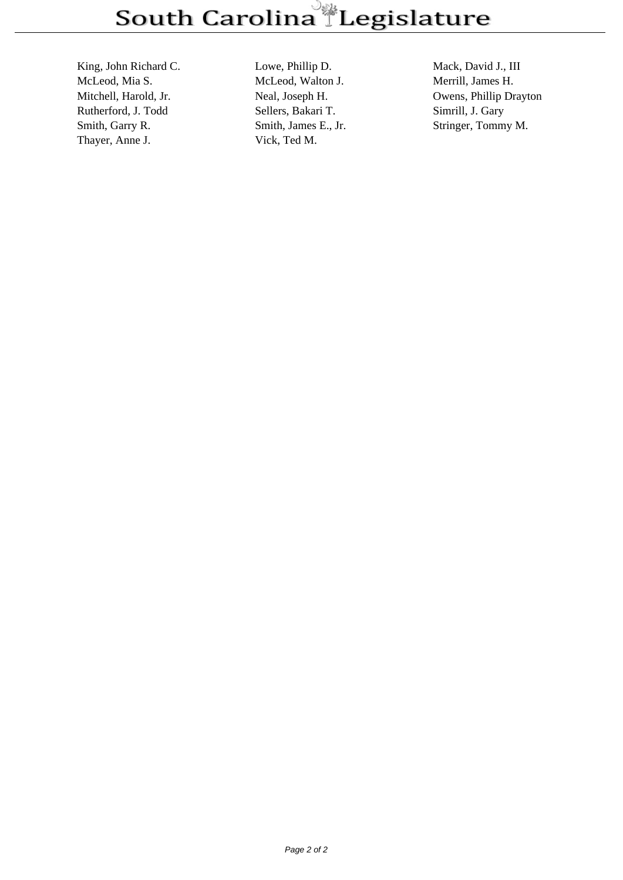King, John Richard C.
Lowe, Phillip D.
Mack, David J., III
McLeod, Mia S.
McLeod, Walton J.
Merrill, James H.
Mitchell, Harold, Jr.
Neal, Joseph H.
Owens, Phillip Drayton
Rutherford, J. Todd
Sellers, Bakari T.
Simrill, J. Gary
Smith, Garry R.
Smith, James E., Jr.
Stringer, Tommy M.
Thayer, Anne J.
Vick, Ted M.